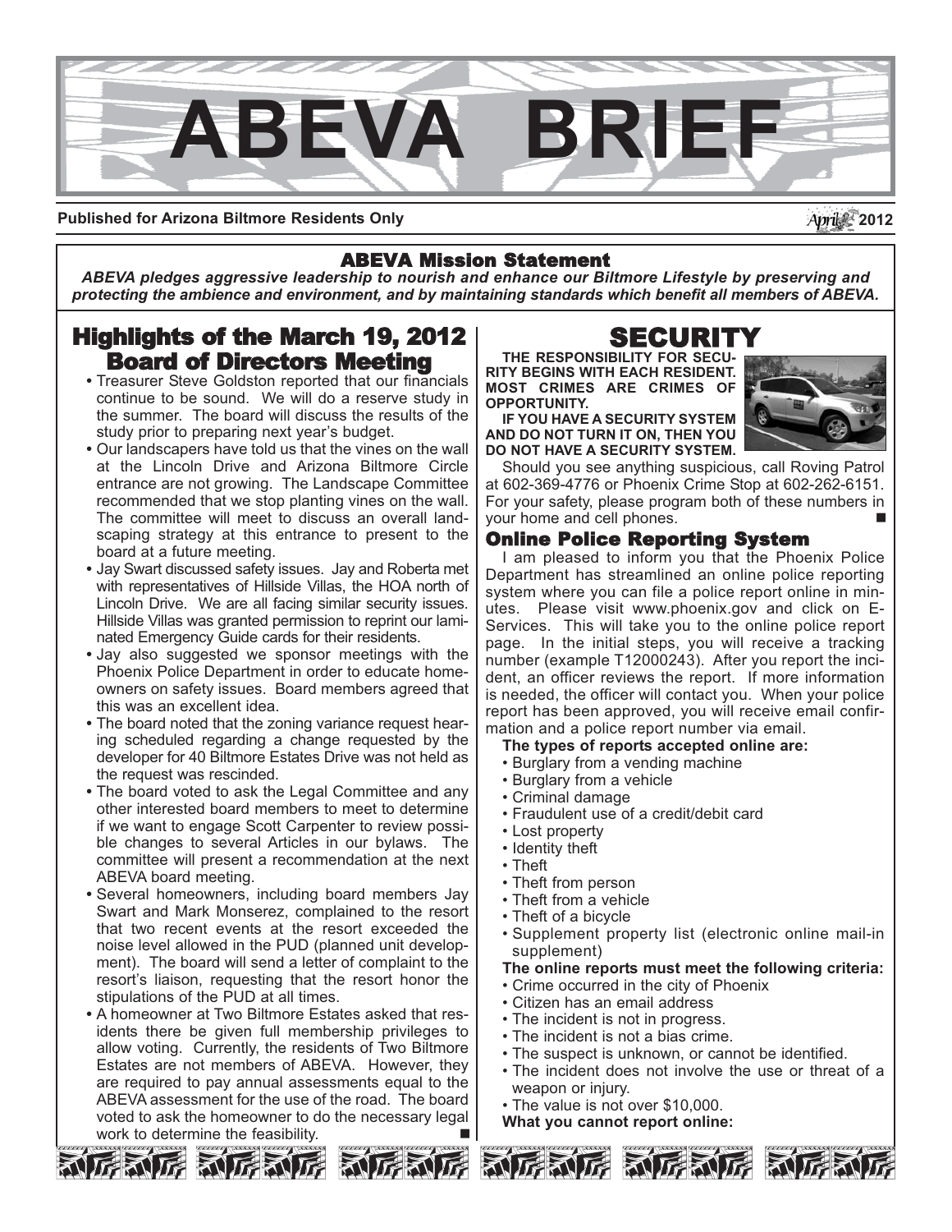# ABEVA BRIEF

**Published for Arizona Biltmore Residents Only** April 2012

## ABEVA Mission Statement

*ABEVA pledges aggressive leadership to nourish and enhance our Biltmore Lifestyle by preserving and protecting the ambience and environment, and by maintaining standards which benefit all members of ABEVA.*

## Highlights of the March 19, 2012 Board of Directors Meeting

- Treasurer Steve Goldston reported that our financials continue to be sound. We will do a reserve study in the summer. The board will discuss the results of the study prior to preparing next year's budget.
- Our landscapers have told us that the vines on the wall at the Lincoln Drive and Arizona Biltmore Circle entrance are not growing. The Landscape Committee recommended that we stop planting vines on the wall. The committee will meet to discuss an overall landscaping strategy at this entrance to present to the board at a future meeting.
- Jay Swart discussed safety issues. Jay and Roberta met with representatives of Hillside Villas, the HOA north of Lincoln Drive. We are all facing similar security issues. Hillside Villas was granted permission to reprint our laminated Emergency Guide cards for their residents.
- Jay also suggested we sponsor meetings with the Phoenix Police Department in order to educate homeowners on safety issues. Board members agreed that this was an excellent idea.
- The board noted that the zoning variance request hearing scheduled regarding a change requested by the developer for 40 Biltmore Estates Drive was not held as the request was rescinded.
- The board voted to ask the Legal Committee and any other interested board members to meet to determine if we want to engage Scott Carpenter to review possible changes to several Articles in our bylaws. The committee will present a recommendation at the next ABEVA board meeting.
- Several homeowners, including board members Jay Swart and Mark Monserez, complained to the resort that two recent events at the resort exceeded the noise level allowed in the PUD (planned unit development). The board will send a letter of complaint to the resort's liaison, requesting that the resort honor the stipulations of the PUD at all times.
- A homeowner at Two Biltmore Estates asked that residents there be given full membership privileges to allow voting. Currently, the residents of Two Biltmore Estates are not members of ABEVA. However, they are required to pay annual assessments equal to the ABEVA assessment for the use of the road. The board voted to ask the homeowner to do the necessary legal work to determine the feasibility. ■

## SECURITY

**THE RESPONSIBILITY FOR SECURITY BEGINS WITH EACH RESIDENT. MOST CRIMES ARE CRIMES OF OPPORTUNITY.**

**IF YOU HAVE A SECURITY SYSTEM AND DO NOT TURN IT ON, THEN YOU DO NOT HAVE A SECURITY SYSTEM.**

Should you see anything suspicious, call Roving Patrol at 602-369-4776 or Phoenix Crime Stop at 602-262-6151. For your safety, please program both of these numbers in your home and cell phones. ■

### Online Police Reporting System

I am pleased to inform you that the Phoenix Police Department has streamlined an online police reporting system where you can file a police report online in minutes. Please visit www.phoenix.gov and click on E-Services. This will take you to the online police report page. In the initial steps, you will receive a tracking number (example T12000243). After you report the incident, an officer reviews the report. If more information is needed, the officer will contact you. When your police report has been approved, you will receive email confirmation and a police report number via email.

**The types of reports accepted online are:**

- Burglary from a vending machine
- Burglary from a vehicle
- Criminal damage
- Fraudulent use of a credit/debit card
- Lost property
- Identity theft
- Theft
- Theft from person
- Theft from a vehicle
- Theft of a bicycle
- Supplement property list (electronic online mail-in supplement)

**The online reports must meet the following criteria:**

- Crime occurred in the city of Phoenix
- Citizen has an email address
- The incident is not in progress.
- The incident is not a bias crime.
- The suspect is unknown, or cannot be identified.
- The incident does not involve the use or threat of a weapon or injury.
- The value is not over $10,000.

**What you cannot report online:**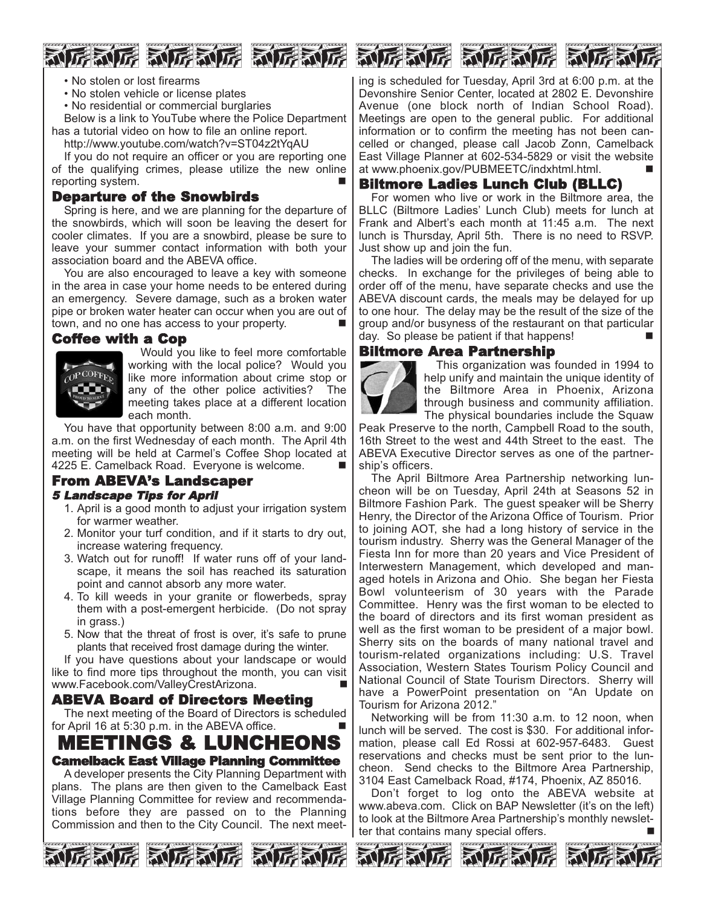- No stolen or lost firearms
- No stolen vehicle or license plates
- No residential or commercial burglaries

Below is a link to YouTube where the Police Department has a tutorial video on how to file an online report.

http://www.youtube.com/watch?v=ST04z2tYqAU

If you do not require an officer or you are reporting one of the qualifying crimes, please utilize the new online reporting system. ■

## Departure of the Snowbirds

Spring is here, and we are planning for the departure of the snowbirds, which will soon be leaving the desert for cooler climates. If you are a snowbird, please be sure to leave your summer contact information with both your association board and the ABEVA office.

You are also encouraged to leave a key with someone in the area in case your home needs to be entered during an emergency. Severe damage, such as a broken water pipe or broken water heater can occur when you are out of town, and no one has access to your property. ■

## Coffee with a Cop

Would you like to feel more comfortable working with the local police? Would you like more information about crime stop or any of the other police activities? The meeting takes place at a different location each month.

You have that opportunity between 8:00 a.m. and 9:00 a.m. on the first Wednesday of each month. The April 4th meeting will be held at Carmel's Coffee Shop located at 4225 E. Camelback Road. Everyone is welcome. ■

## From ABEVA's Landscaper

### *5 Landscape Tips for April*

1. April is a good month to adjust your irrigation system for warmer weather.
2. Monitor your turf condition, and if it starts to dry out, increase watering frequency.
3. Watch out for runoff! If water runs off of your landscape, it means the soil has reached its saturation point and cannot absorb any more water.
4. To kill weeds in your granite or flowerbeds, spray them with a post-emergent herbicide. (Do not spray in grass.)
5. Now that the threat of frost is over, it's safe to prune plants that received frost damage during the winter.

If you have questions about your landscape or would like to find more tips throughout the month, you can visit www.Facebook.com/ValleyCrestArizona. ■

## ABEVA Board of Directors Meeting

The next meeting of the Board of Directors is scheduled for April 16 at 5:30 p.m. in the ABEVA office. ■

# MEETINGS & LUNCHEONS

## Camelback East Village Planning Committee

A developer presents the City Planning Department with plans. The plans are then given to the Camelback East Village Planning Committee for review and recommendations before they are passed on to the Planning Commission and then to the City Council. The next meeting is scheduled for Tuesday, April 3rd at 6:00 p.m. at the Devonshire Senior Center, located at 2802 E. Devonshire Avenue (one block north of Indian School Road). Meetings are open to the general public. For additional information or to confirm the meeting has not been cancelled or changed, please call Jacob Zonn, Camelback East Village Planner at 602-534-5829 or visit the website at www.phoenix.gov/PUBMEETC/indxhtml.html. ■

## Biltmore Ladies Lunch Club (BLLC)

For women who live or work in the Biltmore area, the BLLC (Biltmore Ladies' Lunch Club) meets for lunch at Frank and Albert's each month at 11:45 a.m. The next lunch is Thursday, April 5th. There is no need to RSVP. Just show up and join the fun.

The ladies will be ordering off of the menu, with separate checks. In exchange for the privileges of being able to order off of the menu, have separate checks and use the ABEVA discount cards, the meals may be delayed for up to one hour. The delay may be the result of the size of the group and/or busyness of the restaurant on that particular day. So please be patient if that happens! ■

## Biltmore Area Partnership

This organization was founded in 1994 to help unify and maintain the unique identity of the Biltmore Area in Phoenix, Arizona through business and community affiliation. The physical boundaries include the Squaw Peak Preserve to the north, Campbell Road to the south, 16th Street to the west and 44th Street to the east. The ABEVA Executive Director serves as one of the partnership's officers.

The April Biltmore Area Partnership networking luncheon will be on Tuesday, April 24th at Seasons 52 in Biltmore Fashion Park. The guest speaker will be Sherry Henry, the Director of the Arizona Office of Tourism. Prior to joining AOT, she had a long history of service in the tourism industry. Sherry was the General Manager of the Fiesta Inn for more than 20 years and Vice President of Interwestern Management, which developed and managed hotels in Arizona and Ohio. She began her Fiesta Bowl volunteerism of 30 years with the Parade Committee. Henry was the first woman to be elected to the board of directors and its first woman president as well as the first woman to be president of a major bowl. Sherry sits on the boards of many national travel and tourism-related organizations including: U.S. Travel Association, Western States Tourism Policy Council and National Council of State Tourism Directors. Sherry will have a PowerPoint presentation on "An Update on Tourism for Arizona 2012."

Networking will be from 11:30 a.m. to 12 noon, when lunch will be served. The cost is $30. For additional information, please call Ed Rossi at 602-957-6483. Guest reservations and checks must be sent prior to the luncheon. Send checks to the Biltmore Area Partnership, 3104 East Camelback Road, #174, Phoenix, AZ 85016.

Don't forget to log onto the ABEVA website at www.abeva.com. Click on BAP Newsletter (it's on the left) to look at the Biltmore Area Partnership's monthly newsletter that contains many special offers. ■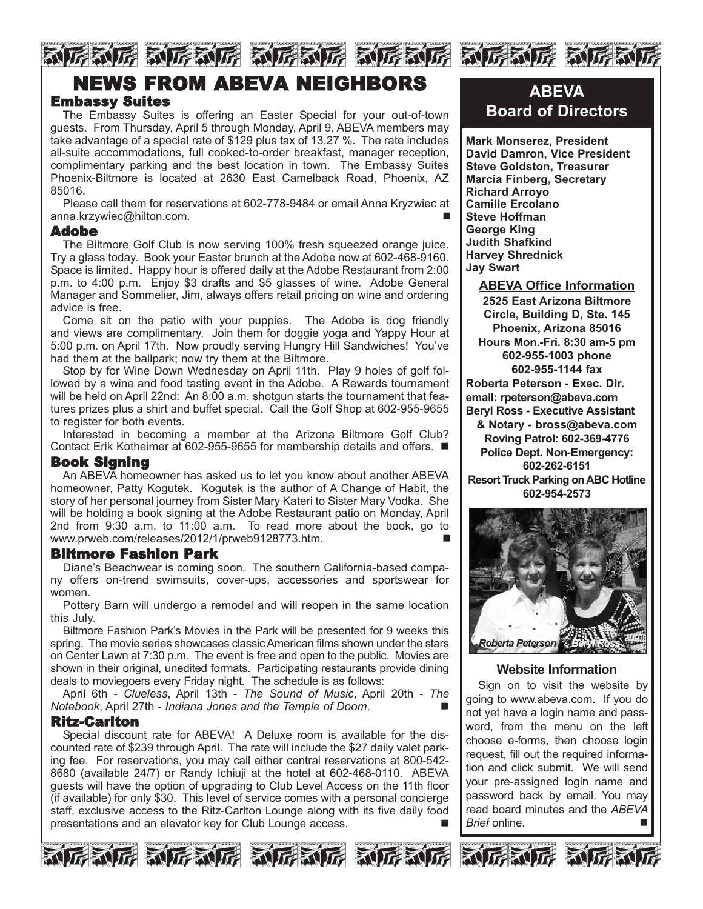# NEWS FROM ABEVA NEIGHBORS

## Embassy Suites

The Embassy Suites is offering an Easter Special for your out-of-town guests. From Thursday, April 5 through Monday, April 9, ABEVA members may take advantage of a special rate of $129 plus tax of 13.27 %. The rate includes all-suite accommodations, full cooked-to-order breakfast, manager reception, complimentary parking and the best location in town. The Embassy Suites Phoenix-Biltmore is located at 2630 East Camelback Road, Phoenix, AZ 85016.

Please call them for reservations at 602-778-9484 or email Anna Kryzwiec at anna.krzywiec@hilton.com. ■

## Adobe

The Biltmore Golf Club is now serving 100% fresh squeezed orange juice. Try a glass today. Book your Easter brunch at the Adobe now at 602-468-9160. Space is limited. Happy hour is offered daily at the Adobe Restaurant from 2:00 p.m. to 4:00 p.m. Enjoy $3 drafts and $5 glasses of wine. Adobe General Manager and Sommelier, Jim, always offers retail pricing on wine and ordering advice is free.

Come sit on the patio with your puppies. The Adobe is dog friendly and views are complimentary. Join them for doggie yoga and Yappy Hour at 5:00 p.m. on April 17th. Now proudly serving Hungry Hill Sandwiches! You've had them at the ballpark; now try them at the Biltmore.

Stop by for Wine Down Wednesday on April 11th. Play 9 holes of golf followed by a wine and food tasting event in the Adobe. A Rewards tournament will be held on April 22nd: An 8:00 a.m. shotgun starts the tournament that features prizes plus a shirt and buffet special. Call the Golf Shop at 602-955-9655 to register for both events.

Interested in becoming a member at the Arizona Biltmore Golf Club? Contact Erik Kotheimer at 602-955-9655 for membership details and offers. ■

## Book Signing

An ABEVA homeowner has asked us to let you know about another ABEVA homeowner, Patty Kogutek. Kogutek is the author of A Change of Habit, the story of her personal journey from Sister Mary Kateri to Sister Mary Vodka. She will be holding a book signing at the Adobe Restaurant patio on Monday, April 2nd from 9:30 a.m. to 11:00 a.m. To read more about the book, go to www.prweb.com/releases/2012/1/prweb9128773.htm. ■

## Biltmore Fashion Park

Diane's Beachwear is coming soon. The southern California-based company offers on-trend swimsuits, cover-ups, accessories and sportswear for women.

Pottery Barn will undergo a remodel and will reopen in the same location this July.

Biltmore Fashion Park's Movies in the Park will be presented for 9 weeks this spring. The movie series showcases classic American films shown under the stars on Center Lawn at 7:30 p.m. The event is free and open to the public. Movies are shown in their original, unedited formats. Participating restaurants provide dining deals to moviegoers every Friday night. The schedule is as follows:

April 6th - *Clueless*, April 13th - *The Sound of Music*, April 20th - *The Notebook*, April 27th - *Indiana Jones and the Temple of Doom*. ■

## Ritz-Carlton

Special discount rate for ABEVA! A Deluxe room is available for the discounted rate of $239 through April. The rate will include the $27 daily valet parking fee. For reservations, you may call either central reservations at 800-542-8680 (available 24/7) or Randy Ichiuji at the hotel at 602-468-0110. ABEVA guests will have the option of upgrading to Club Level Access on the 11th floor (if available) for only $30. This level of service comes with a personal concierge staff, exclusive access to the Ritz-Carlton Lounge along with its five daily food presentations and an elevator key for Club Lounge access. ■

## ABEVA Board of Directors

**Mark Monserez, President**
**David Damron, Vice President**
**Steve Goldston, Treasurer**
**Marcia Finberg, Secretary**
**Richard Arroyo**
**Camille Ercolano**
**Steve Hoffman**
**George King**
**Judith Shafkind**
**Harvey Shrednick**
**Jay Swart**

### ABEVA Office Information

**2525 East Arizona Biltmore Circle, Building D, Ste. 145**
**Phoenix, Arizona 85016**
**Hours Mon.-Fri. 8:30 am-5 pm**
**602-955-1003 phone**
**602-955-1144 fax**

**Roberta Peterson - Exec. Dir.**
**email: rpeterson@abeva.com**
**Beryl Ross - Executive Assistant & Notary - bross@abeva.com**
**Roving Patrol: 602-369-4776**
**Police Dept. Non-Emergency: 602-262-6151**
**Resort Truck Parking on ABC Hotline 602-954-2573**

*Roberta Peterson* *Beryl Ross*

### Website Information

Sign on to visit the website by going to www.abeva.com. If you do not yet have a login name and password, from the menu on the left choose e-forms, then choose login request, fill out the required information and click submit. We will send your pre-assigned login name and password back by email. You may read board minutes and the *ABEVA Brief* online. ■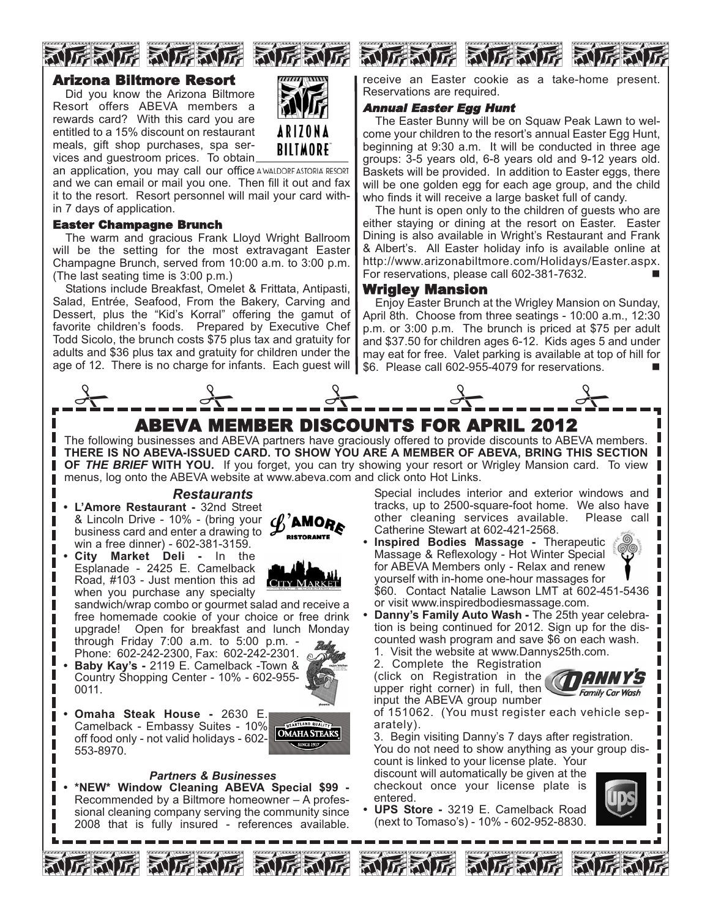## Arizona Biltmore Resort

Did you know the Arizona Biltmore Resort offers ABEVA members a rewards card? With this card you are entitled to a 15% discount on restaurant meals, gift shop purchases, spa services and guestroom prices. To obtain an application, you may call our office and we can email or mail you one. Then fill it out and fax it to the resort. Resort personnel will mail your card within 7 days of application.

### Easter Champagne Brunch

The warm and gracious Frank Lloyd Wright Ballroom will be the setting for the most extravagant Easter Champagne Brunch, served from 10:00 a.m. to 3:00 p.m. (The last seating time is 3:00 p.m.)

Stations include Breakfast, Omelet & Frittata, Antipasti, Salad, Entrée, Seafood, From the Bakery, Carving and Dessert, plus the "Kid's Korral" offering the gamut of favorite children's foods. Prepared by Executive Chef Todd Sicolo, the brunch costs $75 plus tax and gratuity for adults and $36 plus tax and gratuity for children under the age of 12. There is no charge for infants. Each guest will receive an Easter cookie as a take-home present. Reservations are required.

### *Annual Easter Egg Hunt*

The Easter Bunny will be on Squaw Peak Lawn to welcome your children to the resort's annual Easter Egg Hunt, beginning at 9:30 a.m. It will be conducted in three age groups: 3-5 years old, 6-8 years old and 9-12 years old. Baskets will be provided. In addition to Easter eggs, there will be one golden egg for each age group, and the child who finds it will receive a large basket full of candy.

The hunt is open only to the children of guests who are either staying or dining at the resort on Easter. Easter Dining is also available in Wright's Restaurant and Frank & Albert's. All Easter holiday info is available online at http://www.arizonabiltmore.com/Holidays/Easter.aspx. For reservations, please call 602-381-7632. ■

## Wrigley Mansion

Enjoy Easter Brunch at the Wrigley Mansion on Sunday, April 8th. Choose from three seatings - 10:00 a.m., 12:30 p.m. or 3:00 p.m. The brunch is priced at $75 per adult and $37.50 for children ages 6-12. Kids ages 5 and under may eat for free. Valet parking is available at top of hill for $6. Please call 602-955-4079 for reservations. ■

## ABEVA MEMBER DISCOUNTS FOR APRIL 2012

The following businesses and ABEVA partners have graciously offered to provide discounts to ABEVA members. **THERE IS NO ABEVA-ISSUED CARD. TO SHOW YOU ARE A MEMBER OF ABEVA, BRING THIS SECTION OF *THE BRIEF* WITH YOU.** If you forget, you can try showing your resort or Wrigley Mansion card. To view menus, log onto the ABEVA website at www.abeva.com and click onto Hot Links.

### *Restaurants*

- **L'Amore Restaurant -** 32nd Street & Lincoln Drive - 10% - (bring your business card and enter a drawing to win a free dinner) - 602-381-3159.
- **City Market Deli -** In the Esplanade - 2425 E. Camelback Road, #103 - Just mention this ad when you purchase any specialty sandwich/wrap combo or gourmet salad and receive a free homemade cookie of your choice or free drink upgrade! Open for breakfast and lunch Monday through Friday 7:00 a.m. to 5:00 p.m. - Phone: 602-242-2300, Fax: 602-242-2301.
- **Baby Kay's -** 2119 E. Camelback -Town & Country Shopping Center - 10% - 602-955-0011.
- **Omaha Steak House -** 2630 E. Camelback - Embassy Suites - 10% off food only - not valid holidays - 602-553-8970.

### *Partners & Businesses*

- **\*NEW\* Window Cleaning ABEVA Special $99 -** Recommended by a Biltmore homeowner – A professional cleaning company serving the community since 2008 that is fully insured - references available. Special includes interior and exterior windows and tracks, up to 2500-square-foot home. We also have other cleaning services available. Please call Catherine Stewart at 602-421-2568.
- **Inspired Bodies Massage -** Therapeutic Massage & Reflexology - Hot Winter Special for ABEVA Members only - Relax and renew yourself with in-home one-hour massages for $60. Contact Natalie Lawson LMT at 602-451-5436 or visit www.inspiredbodiesmassage.com.
- **Danny's Family Auto Wash -** The 25th year celebration is being continued for 2012. Sign up for the discounted wash program and save $6 on each wash.
  1. Visit the website at www.Dannys25th.com.
  2. Complete the Registration (click on Registration in the upper right corner) in full, then input the ABEVA group number of 151062. (You must register each vehicle separately).
  3. Begin visiting Danny's 7 days after registration. You do not need to show anything as your group discount is linked to your license plate. Your discount will automatically be given at the checkout once your license plate is entered.
- **UPS Store -** 3219 E. Camelback Road (next to Tomaso's) - 10% - 602-952-8830.